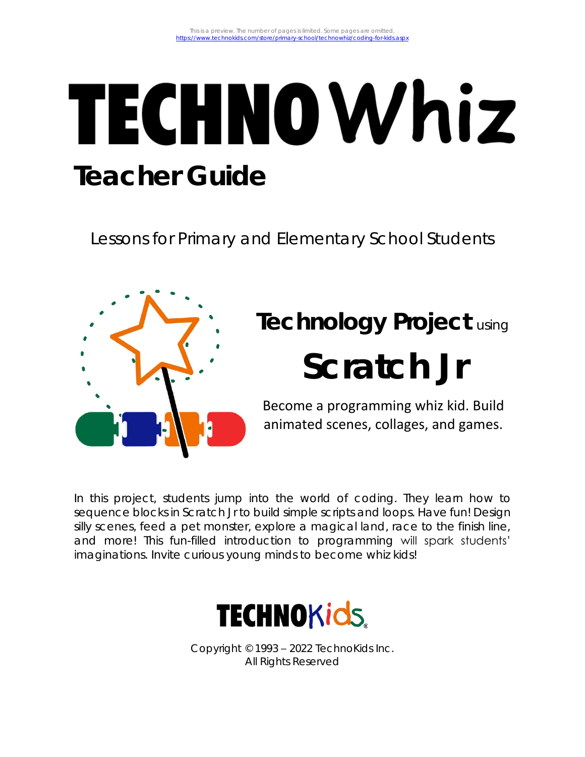This is a preview. The number of pages is limited. Some pages are omitted.
https://www.technokids.com/store/primary-school/technowhiz/coding-for-kids.aspx

# TECHNOWhiz

## Teacher Guide

Lessons for Primary and Elementary School Students

**Technology Project** using

# Scratch Jr

Become a programming whiz kid. Build animated scenes, collages, and games.

In this project, students jump into the world of coding. They learn how to sequence blocks in Scratch Jr to build simple scripts and loops. Have fun! Design silly scenes, feed a pet monster, explore a magical land, race to the finish line, and more! This fun-filled introduction to programming will spark students' imaginations. Invite curious young minds to become whiz kids!

TECHNOKids®

Copyright © 1993 – 2022 TechnoKids Inc.
All Rights Reserved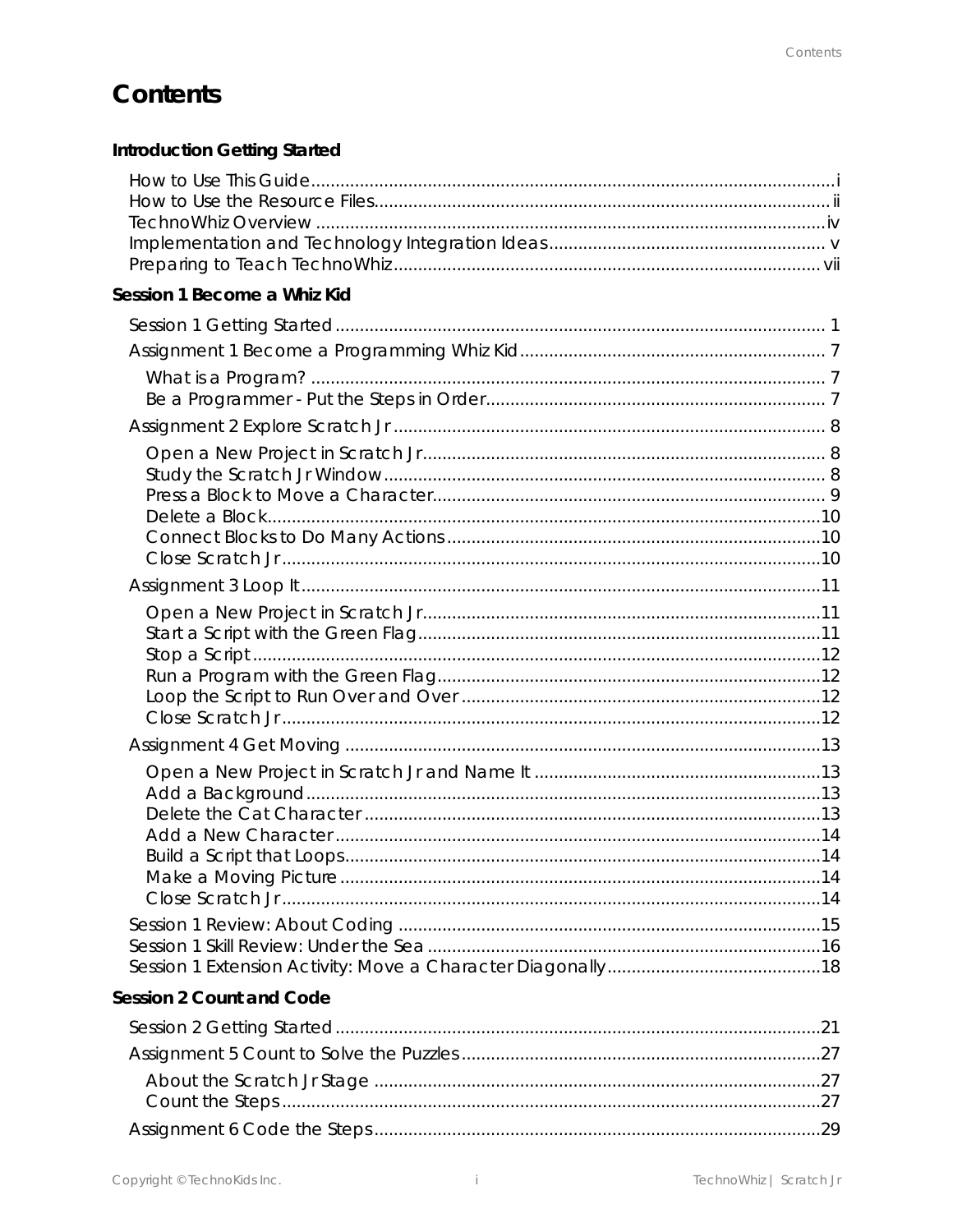# Contents

## Introduction Getting Started

- How to Use This Guide ... i
- How to Use the Resource Files ... ii
- TechnoWhiz Overview ... iv
- Implementation and Technology Integration Ideas ... v
- Preparing to Teach TechnoWhiz ... vii

## Session 1 Become a Whiz Kid

- Session 1 Getting Started ... 1
- Assignment 1 Become a Programming Whiz Kid ... 7
  - What is a Program? ... 7
  - Be a Programmer - Put the Steps in Order ... 7
- Assignment 2 Explore Scratch Jr ... 8
  - Open a New Project in Scratch Jr ... 8
  - Study the Scratch Jr Window ... 8
  - Press a Block to Move a Character ... 9
  - Delete a Block ... 10
  - Connect Blocks to Do Many Actions ... 10
  - Close Scratch Jr ... 10
- Assignment 3 Loop It ... 11
  - Open a New Project in Scratch Jr ... 11
  - Start a Script with the Green Flag ... 11
  - Stop a Script ... 12
  - Run a Program with the Green Flag ... 12
  - Loop the Script to Run Over and Over ... 12
  - Close Scratch Jr ... 12
- Assignment 4 Get Moving ... 13
  - Open a New Project in Scratch Jr and Name It ... 13
  - Add a Background ... 13
  - Delete the Cat Character ... 13
  - Add a New Character ... 14
  - Build a Script that Loops ... 14
  - Make a Moving Picture ... 14
  - Close Scratch Jr ... 14
- Session 1 Review: About Coding ... 15
- Session 1 Skill Review: Under the Sea ... 16
- Session 1 Extension Activity: Move a Character Diagonally ... 18

## Session 2 Count and Code

- Session 2 Getting Started ... 21
- Assignment 5 Count to Solve the Puzzles ... 27
  - About the Scratch Jr Stage ... 27
  - Count the Steps ... 27
- Assignment 6 Code the Steps ... 29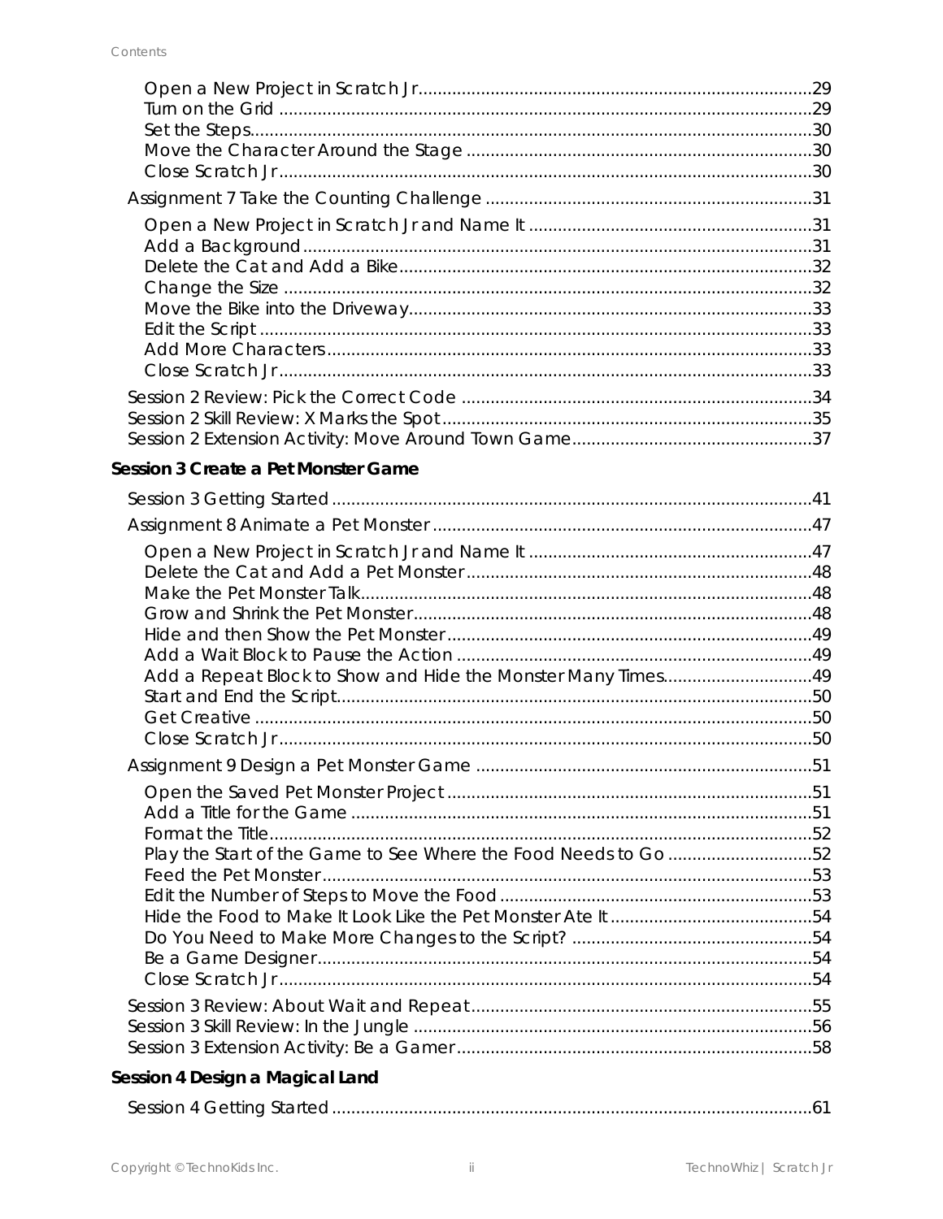Open a New Project in Scratch Jr ....................................................................................29
Turn on the Grid ....................................................................................29
Set the Steps....................................................................................30
Move the Character Around the Stage ....................................................................................30
Close Scratch Jr....................................................................................30

Assignment 7 Take the Counting Challenge ....................................................................................31

Open a New Project in Scratch Jr and Name It ....................................................................................31
Add a Background....................................................................................31
Delete the Cat and Add a Bike....................................................................................32
Change the Size ....................................................................................32
Move the Bike into the Driveway....................................................................................33
Edit the Script ....................................................................................33
Add More Characters....................................................................................33
Close Scratch Jr....................................................................................33

Session 2 Review: Pick the Correct Code ....................................................................................34
Session 2 Skill Review: X Marks the Spot....................................................................................35
Session 2 Extension Activity: Move Around Town Game....................................................................................37

**Session 3 Create a Pet Monster Game**

Session 3 Getting Started ....................................................................................41

Assignment 8 Animate a Pet Monster ....................................................................................47

Open a New Project in Scratch Jr and Name It ....................................................................................47
Delete the Cat and Add a Pet Monster....................................................................................48
Make the Pet Monster Talk....................................................................................48
Grow and Shrink the Pet Monster....................................................................................48
Hide and then Show the Pet Monster....................................................................................49
Add a Wait Block to Pause the Action ....................................................................................49
Add a Repeat Block to Show and Hide the Monster Many Times....................................................................................49
Start and End the Script....................................................................................50
Get Creative ....................................................................................50
Close Scratch Jr....................................................................................50

Assignment 9 Design a Pet Monster Game ....................................................................................51

Open the Saved Pet Monster Project ....................................................................................51
Add a Title for the Game ....................................................................................51
Format the Title....................................................................................52
Play the Start of the Game to See Where the Food Needs to Go ....................................................................................52
Feed the Pet Monster....................................................................................53
Edit the Number of Steps to Move the Food ....................................................................................53
Hide the Food to Make It Look Like the Pet Monster Ate It ....................................................................................54
Do You Need to Make More Changes to the Script? ....................................................................................54
Be a Game Designer....................................................................................54
Close Scratch Jr....................................................................................54

Session 3 Review: About Wait and Repeat....................................................................................55
Session 3 Skill Review: In the Jungle ....................................................................................56
Session 3 Extension Activity: Be a Gamer....................................................................................58

**Session 4 Design a Magical Land**

Session 4 Getting Started ....................................................................................61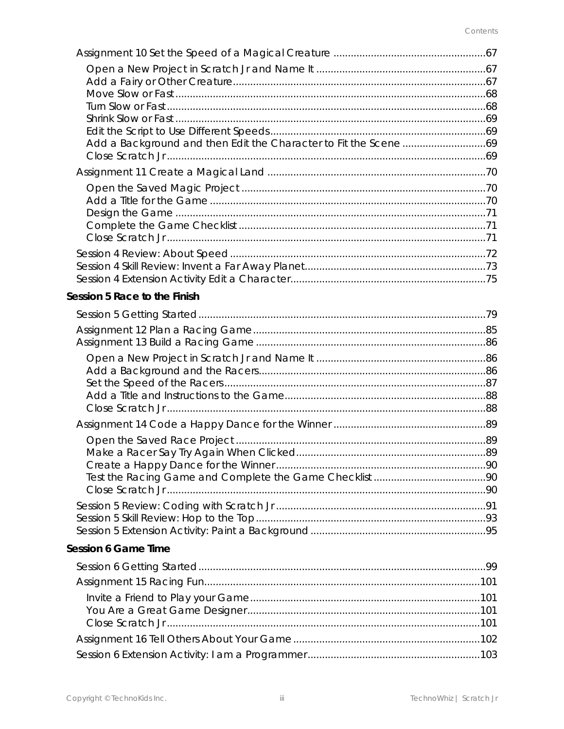- Assignment 10 Set the Speed of a Magical Creature ....................................................67
    - Open a New Project in Scratch Jr and Name It ..........................................................67
    - Add a Fairy or Other Creature.......................................................................................67
    - Move Slow or Fast...........................................................................................................68
    - Turn Slow or Fast.............................................................................................................68
    - Shrink Slow or Fast ..........................................................................................................69
    - Edit the Script to Use Different Speeds.........................................................................69
    - Add a Background and then Edit the Character to Fit the Scene ............................69
    - Close Scratch Jr.............................................................................................................69
- Assignment 11 Create a Magical Land ...........................................................................70
    - Open the Saved Magic Project ....................................................................................70
    - Add a Title for the Game ...............................................................................................70
    - Design the Game ...........................................................................................................71
    - Complete the Game Checklist .....................................................................................71
    - Close Scratch Jr.............................................................................................................71
- Session 4 Review: About Speed .......................................................................................72
- Session 4 Skill Review: Invent a Far Away Planet.............................................................73
- Session 4 Extension Activity Edit a Character..................................................................75

**Session 5 Race to the Finish**

- Session 5 Getting Started ..................................................................................................79
- Assignment 12 Plan a Racing Game................................................................................85
- Assignment 13 Build a Racing Game ...............................................................................86
    - Open a New Project in Scratch Jr and Name It ..........................................................86
    - Add a Background and the Racers..............................................................................86
    - Set the Speed of the Racers..........................................................................................87
    - Add a Title and Instructions to the Game.....................................................................88
    - Close Scratch Jr.............................................................................................................88
- Assignment 14 Code a Happy Dance for the Winner.....................................................89
    - Open the Saved Race Project ......................................................................................89
    - Make a Racer Say Try Again When Clicked.................................................................89
    - Create a Happy Dance for the Winner........................................................................90
    - Test the Racing Game and Complete the Game Checklist .......................................90
    - Close Scratch Jr.............................................................................................................90
- Session 5 Review: Coding with Scratch Jr........................................................................91
- Session 5 Skill Review: Hop to the Top ..............................................................................93
- Session 5 Extension Activity: Paint a Background ...........................................................95

**Session 6 Game Time**

- Session 6 Getting Started ..................................................................................................99
- Assignment 15 Racing Fun...............................................................................................101
    - Invite a Friend to Play your Game...............................................................................101
    - You Are a Great Game Designer................................................................................101
    - Close Scratch Jr...........................................................................................................101
- Assignment 16 Tell Others About Your Game ................................................................102
- Session 6 Extension Activity: I am a Programmer...........................................................103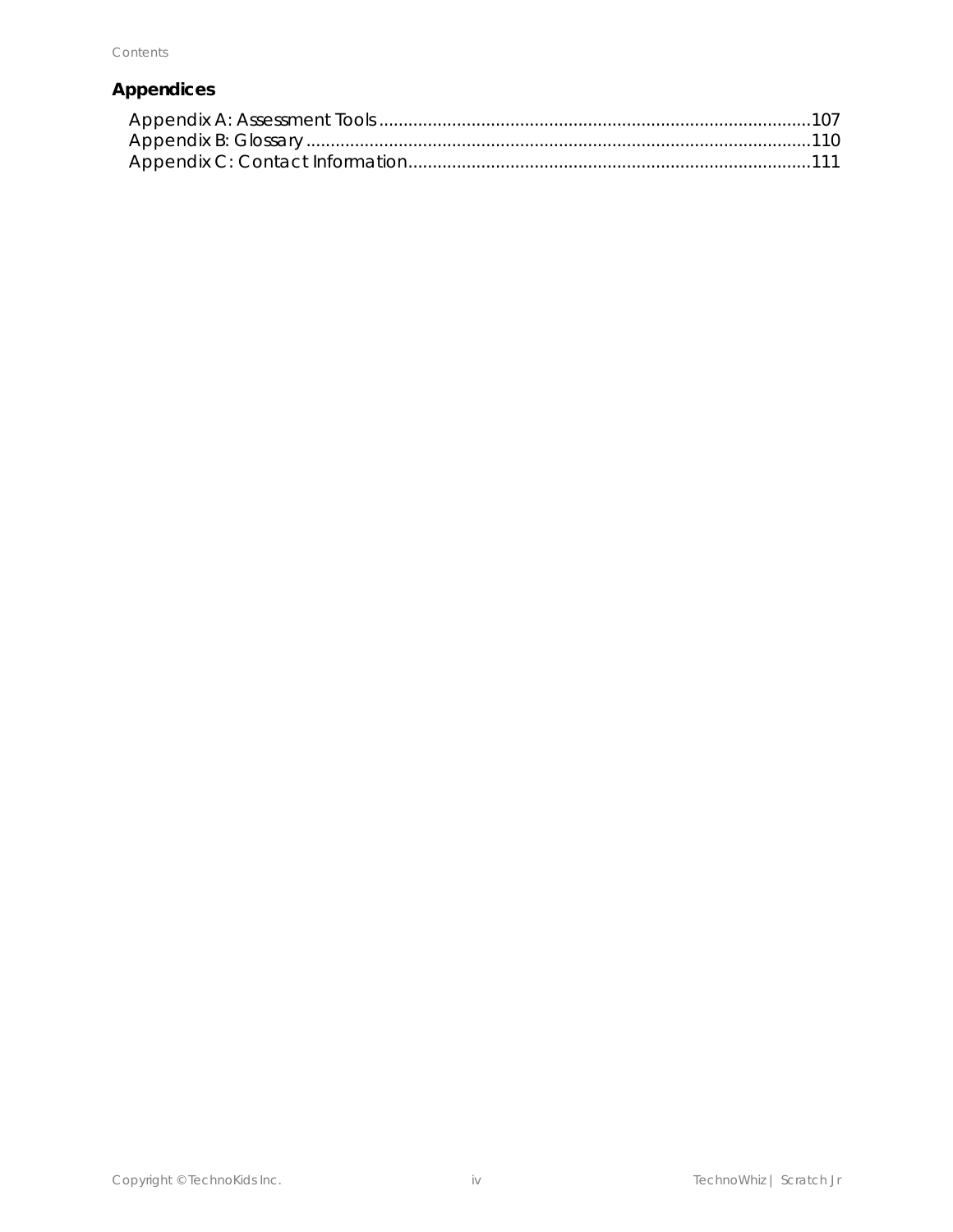## Appendices

Appendix A: Assessment Tools ........................................................................................107
Appendix B: Glossary ......................................................................................................110
Appendix C: Contact Information...................................................................................111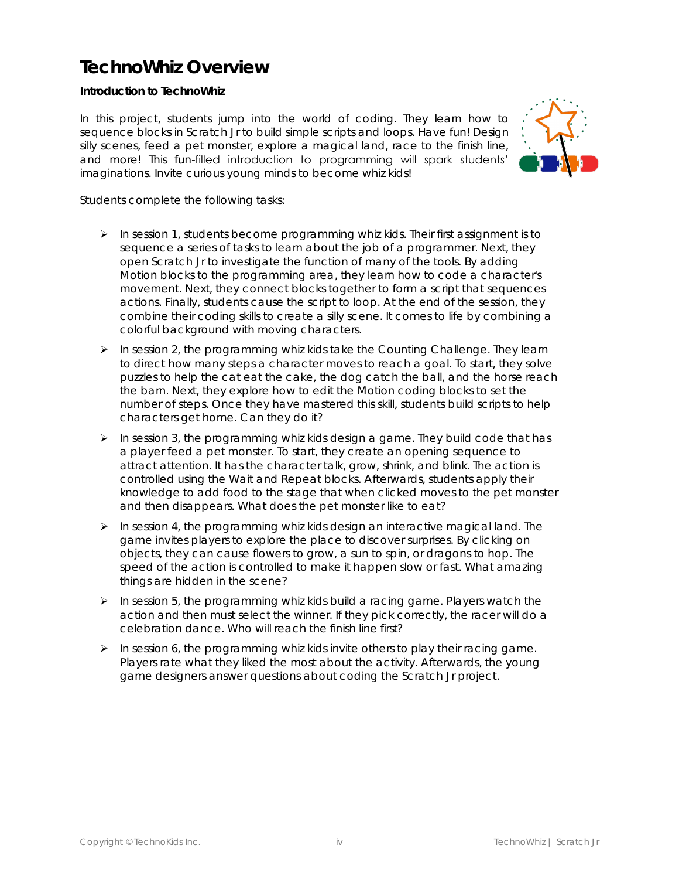# TechnoWhiz Overview

**Introduction to TechnoWhiz**

In this project, students jump into the world of coding. They learn how to sequence blocks in Scratch Jr to build simple scripts and loops. Have fun! Design silly scenes, feed a pet monster, explore a magical land, race to the finish line, and more! This fun-filled introduction to programming will spark students' imaginations. Invite curious young minds to become whiz kids!

Students complete the following tasks:

- In session 1, students become programming whiz kids. Their first assignment is to sequence a series of tasks to learn about the job of a programmer. Next, they open Scratch Jr to investigate the function of many of the tools. By adding Motion blocks to the programming area, they learn how to code a character's movement. Next, they connect blocks together to form a script that sequences actions. Finally, students cause the script to loop. At the end of the session, they combine their coding skills to create a silly scene. It comes to life by combining a colorful background with moving characters.
- In session 2, the programming whiz kids take the Counting Challenge. They learn to direct how many steps a character moves to reach a goal. To start, they solve puzzles to help the cat eat the cake, the dog catch the ball, and the horse reach the barn. Next, they explore how to edit the Motion coding blocks to set the number of steps. Once they have mastered this skill, students build scripts to help characters get home. Can they do it?
- In session 3, the programming whiz kids design a game. They build code that has a player feed a pet monster. To start, they create an opening sequence to attract attention. It has the character talk, grow, shrink, and blink. The action is controlled using the Wait and Repeat blocks. Afterwards, students apply their knowledge to add food to the stage that when clicked moves to the pet monster and then disappears. What does the pet monster like to eat?
- In session 4, the programming whiz kids design an interactive magical land. The game invites players to explore the place to discover surprises. By clicking on objects, they can cause flowers to grow, a sun to spin, or dragons to hop. The speed of the action is controlled to make it happen slow or fast. What amazing things are hidden in the scene?
- In session 5, the programming whiz kids build a racing game. Players watch the action and then must select the winner. If they pick correctly, the racer will do a celebration dance. Who will reach the finish line first?
- In session 6, the programming whiz kids invite others to play their racing game. Players rate what they liked the most about the activity. Afterwards, the young game designers answer questions about coding the Scratch Jr project.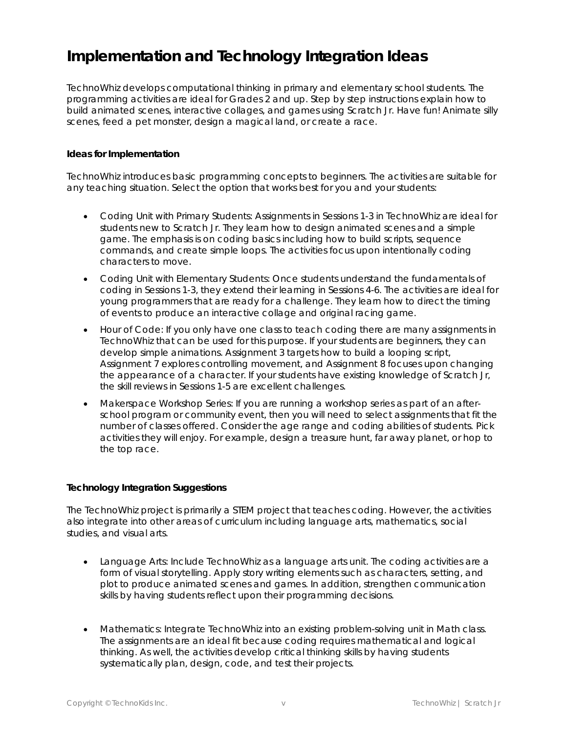# Implementation and Technology Integration Ideas

TechnoWhiz develops computational thinking in primary and elementary school students. The programming activities are ideal for Grades 2 and up. Step by step instructions explain how to build animated scenes, interactive collages, and games using Scratch Jr. Have fun! Animate silly scenes, feed a pet monster, design a magical land, or create a race.

### Ideas for Implementation

TechnoWhiz introduces basic programming concepts to beginners. The activities are suitable for any teaching situation. Select the option that works best for you and your students:

- Coding Unit with Primary Students: Assignments in Sessions 1-3 in TechnoWhiz are ideal for students new to Scratch Jr. They learn how to design animated scenes and a simple game. The emphasis is on coding basics including how to build scripts, sequence commands, and create simple loops. The activities focus upon intentionally coding characters to move.
- Coding Unit with Elementary Students: Once students understand the fundamentals of coding in Sessions 1-3, they extend their learning in Sessions 4-6. The activities are ideal for young programmers that are ready for a challenge. They learn how to direct the timing of events to produce an interactive collage and original racing game.
- Hour of Code: If you only have one class to teach coding there are many assignments in TechnoWhiz that can be used for this purpose. If your students are beginners, they can develop simple animations. Assignment 3 targets how to build a looping script, Assignment 7 explores controlling movement, and Assignment 8 focuses upon changing the appearance of a character. If your students have existing knowledge of Scratch Jr, the skill reviews in Sessions 1-5 are excellent challenges.
- Makerspace Workshop Series: If you are running a workshop series as part of an after-school program or community event, then you will need to select assignments that fit the number of classes offered. Consider the age range and coding abilities of students. Pick activities they will enjoy. For example, design a treasure hunt, far away planet, or hop to the top race.

### Technology Integration Suggestions

The TechnoWhiz project is primarily a STEM project that teaches coding. However, the activities also integrate into other areas of curriculum including language arts, mathematics, social studies, and visual arts.

- Language Arts: Include TechnoWhiz as a language arts unit. The coding activities are a form of visual storytelling. Apply story writing elements such as characters, setting, and plot to produce animated scenes and games. In addition, strengthen communication skills by having students reflect upon their programming decisions.
- Mathematics: Integrate TechnoWhiz into an existing problem-solving unit in Math class. The assignments are an ideal fit because coding requires mathematical and logical thinking. As well, the activities develop critical thinking skills by having students systematically plan, design, code, and test their projects.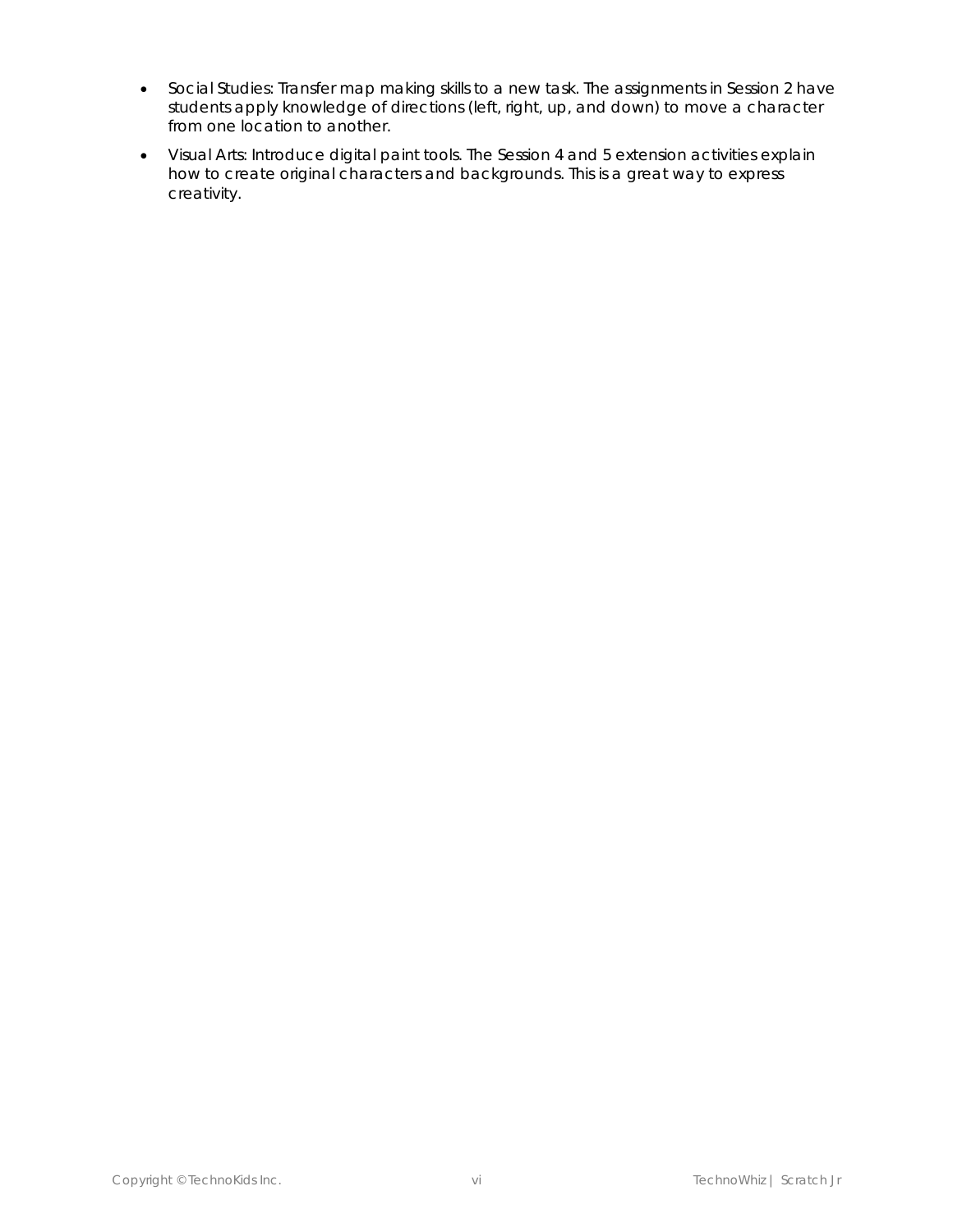- Social Studies: Transfer map making skills to a new task. The assignments in Session 2 have students apply knowledge of directions (left, right, up, and down) to move a character from one location to another.
- Visual Arts: Introduce digital paint tools. The Session 4 and 5 extension activities explain how to create original characters and backgrounds. This is a great way to express creativity.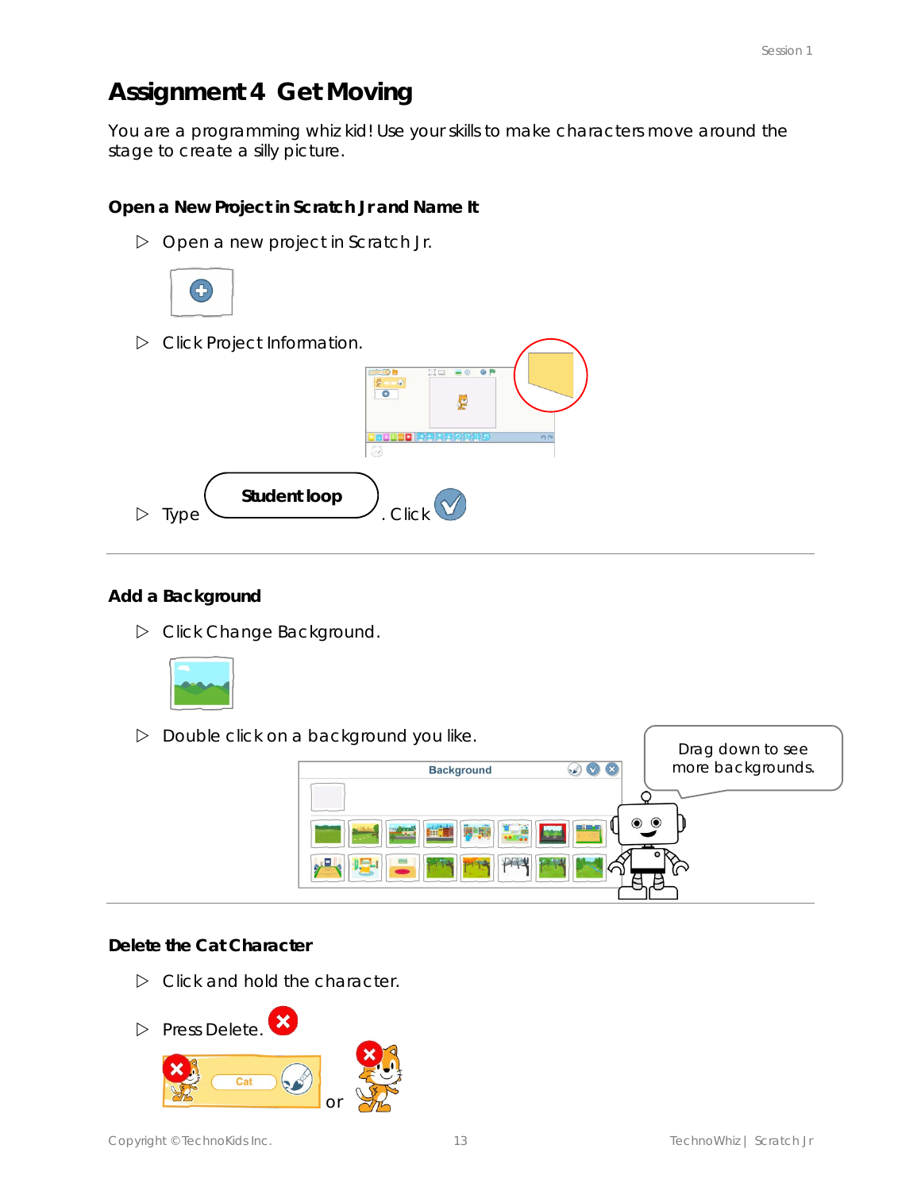# Assignment 4 Get Moving

You are a programming whiz kid! Use your skills to make characters move around the stage to create a silly picture.

### Open a New Project in Scratch Jr and Name It

- ▷ Open a new project in Scratch Jr.
- ▷ Click Project Information.
- ▷ Type **Student loop**. Click

### Add a Background

- ▷ Click Change Background.
- ▷ Double click on a background you like.

Drag down to see more backgrounds.

Background

### Delete the Cat Character

- ▷ Click and hold the character.
- ▷ Press Delete.

Cat

or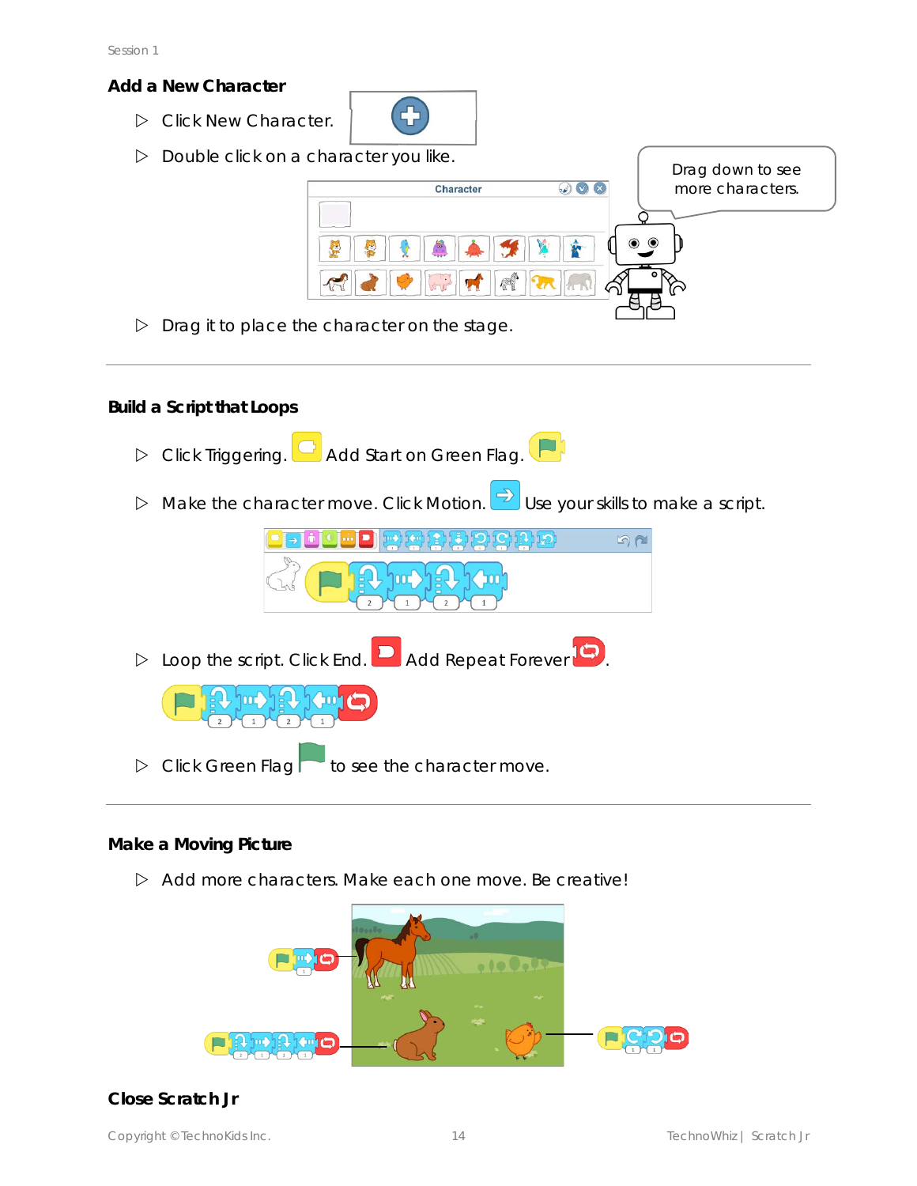## Add a New Character

- ▷ Click New Character.
- ▷ Double click on a character you like.

Drag down to see more characters.

- ▷ Drag it to place the character on the stage.

## Build a Script that Loops

- ▷ Click Triggering. Add Start on Green Flag.
- ▷ Make the character move. Click Motion. Use your skills to make a script.
- ▷ Loop the script. Click End. Add Repeat Forever .
- ▷ Click Green Flag to see the character move.

## Make a Moving Picture

- ▷ Add more characters. Make each one move. Be creative!

## Close Scratch Jr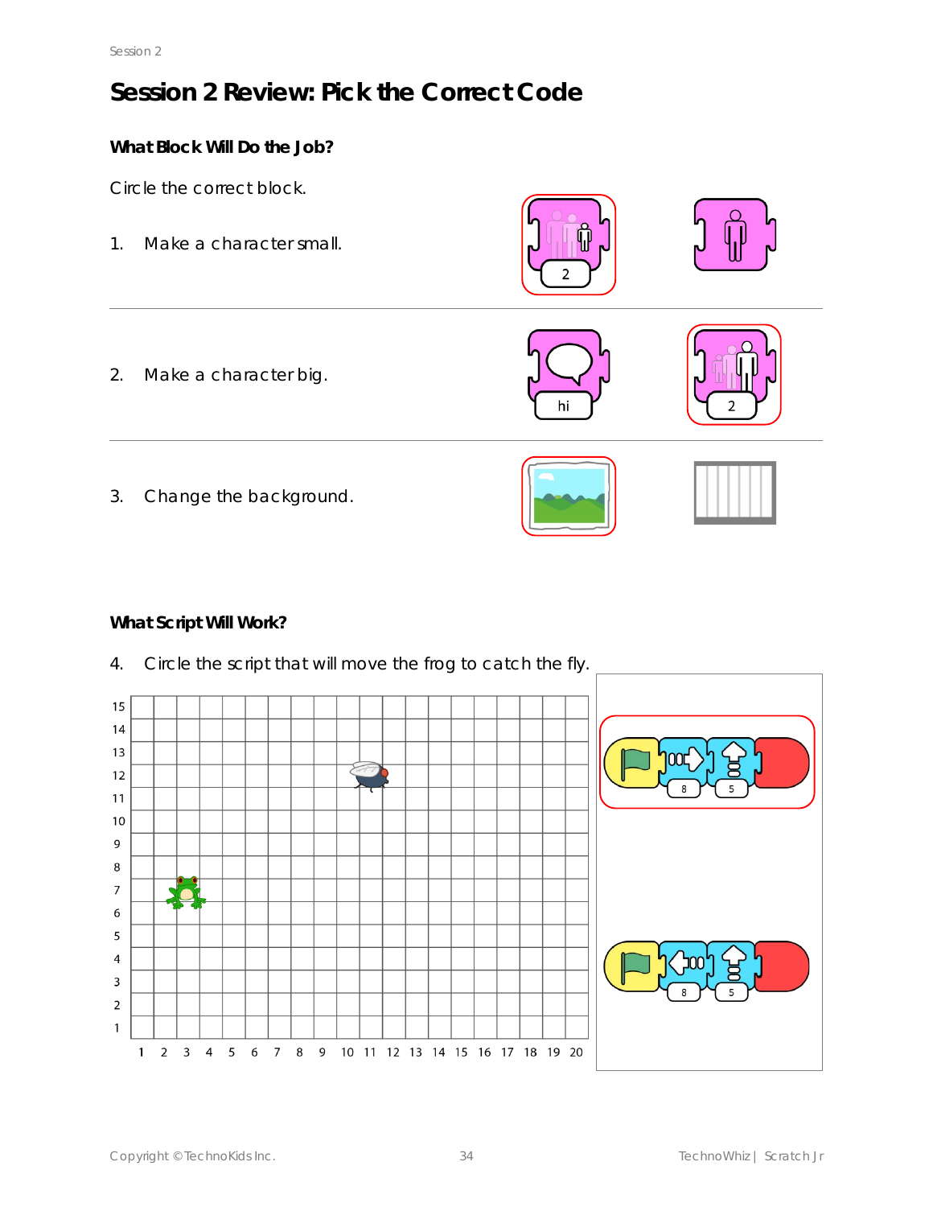# Session 2 Review: Pick the Correct Code

### What Block Will Do the Job?

Circle the correct block.

1. Make a character small.

2 

2. Make a character big.

hi 2

3. Change the background.

### What Script Will Work?

4. Circle the script that will move the frog to catch the fly.

15
14
13
12
11
10
9
8
7
6
5
4
3
2
1

1 2 3 4 5 6 7 8 9 10 11 12 13 14 15 16 17 18 19 20

8 5

8 5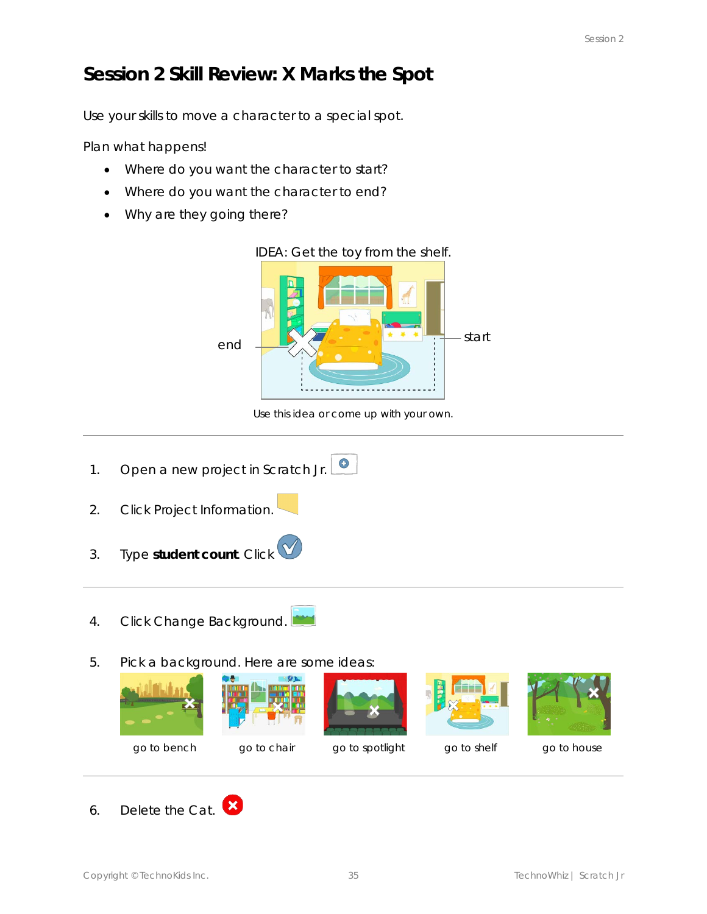# Session 2 Skill Review: X Marks the Spot

Use your skills to move a character to a special spot.

Plan what happens!

- Where do you want the character to start?
- Where do you want the character to end?
- Why are they going there?

IDEA: Get the toy from the shelf.

end

start

Use this idea or come up with your own.

---

1. Open a new project in Scratch Jr.
2. Click Project Information.
3. Type **student count**. Click

---

4. Click Change Background.
5. Pick a background. Here are some ideas:

go to bench

go to chair

go to spotlight

go to shelf

go to house

---

6. Delete the Cat.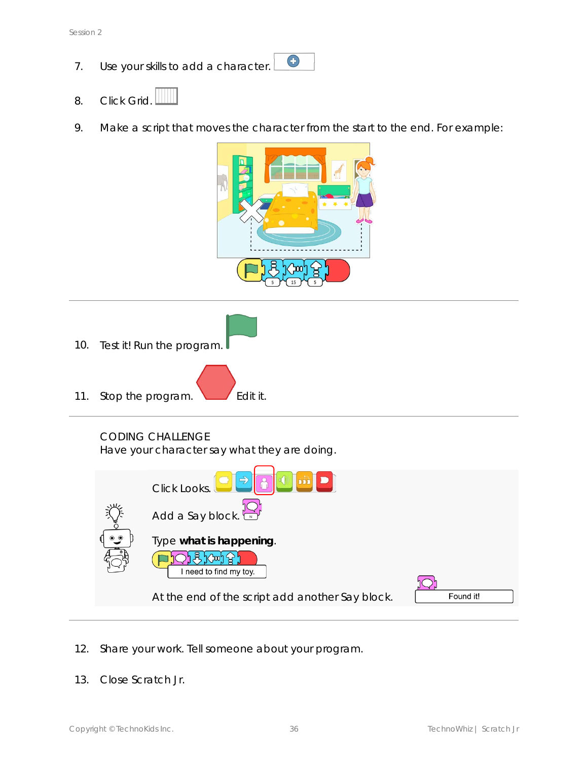7. Use your skills to add a character.

8. Click Grid.

9. Make a script that moves the character from the start to the end. For example:

5 15 5

---

10. Test it! Run the program.

11. Stop the program. Edit it.

---

CODING CHALLENGE
Have your character say what they are doing.

Click Looks.

Add a Say block.

Type **what is happening**.

I need to find my toy.

At the end of the script add another Say block.

Found it!

---

12. Share your work. Tell someone about your program.

13. Close Scratch Jr.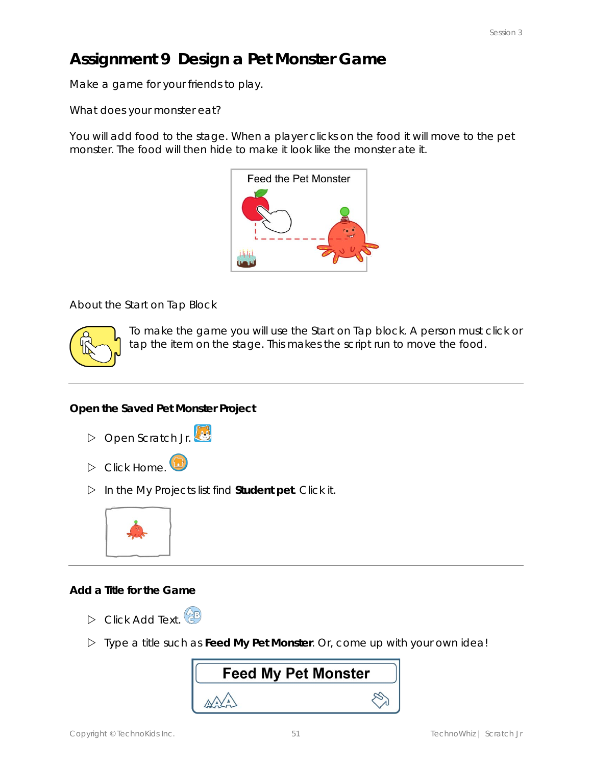# Assignment 9 Design a Pet Monster Game

Make a game for your friends to play.

What does your monster eat?

You will add food to the stage. When a player clicks on the food it will move to the pet monster. The food will then hide to make it look like the monster ate it.

Feed the Pet Monster

About the Start on Tap Block

To make the game you will use the Start on Tap block. A person must click or tap the item on the stage. This makes the script run to move the food.

---

**Open the Saved Pet Monster Project**

▷ Open Scratch Jr.

▷ Click Home.

▷ In the My Projects list find **Student pet**. Click it.

---

**Add a Title for the Game**

▷ Click Add Text.

▷ Type a title such as **Feed My Pet Monster**. Or, come up with your own idea!

Feed My Pet Monster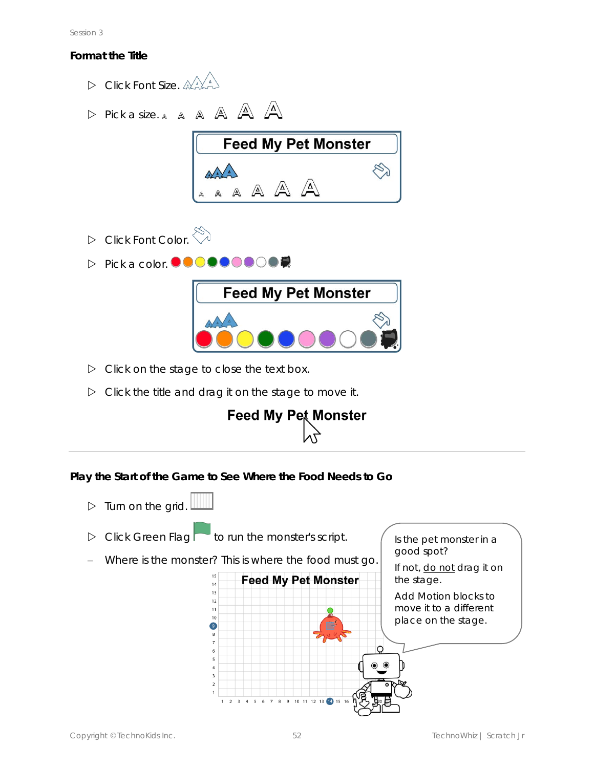### Format the Title

- ▷ Click Font Size.
- ▷ Pick a size.

Feed My Pet Monster

- ▷ Click Font Color.
- ▷ Pick a color.

Feed My Pet Monster

- ▷ Click on the stage to close the text box.
- ▷ Click the title and drag it on the stage to move it.

Feed My Pet Monster

---

### Play the Start of the Game to See Where the Food Needs to Go

- ▷ Turn on the grid.
- ▷ Click Green Flag to run the monster's script.
- – Where is the monster? This is where the food must go.

Feed My Pet Monster

Is the pet monster in a good spot?

If not, do not drag it on the stage.

Add Motion blocks to move it to a different place on the stage.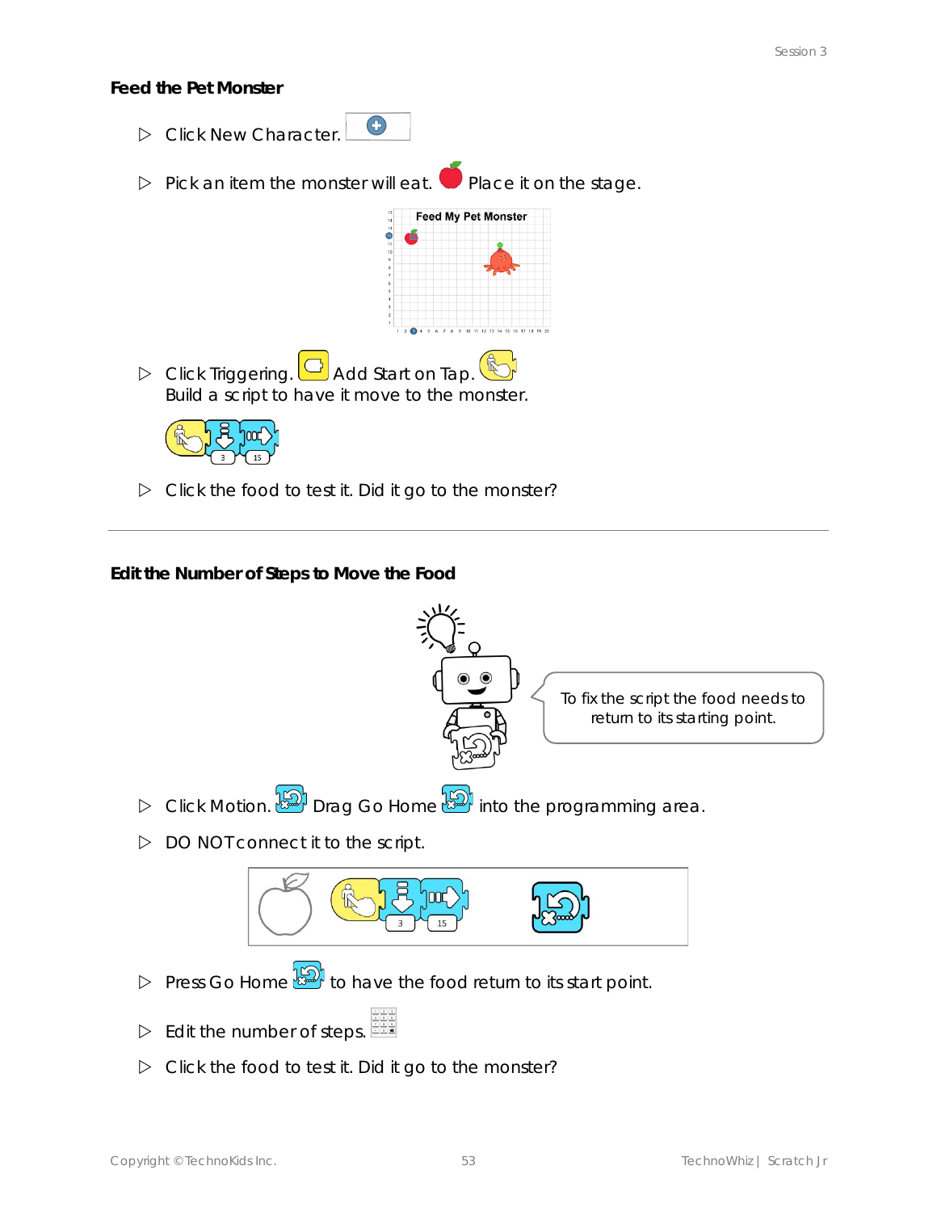### Feed the Pet Monster

- ▷ Click New Character.
- ▷ Pick an item the monster will eat. Place it on the stage.
- ▷ Click Triggering. Add Start on Tap. Build a script to have it move to the monster.
- ▷ Click the food to test it. Did it go to the monster?

---

### Edit the Number of Steps to Move the Food

To fix the script the food needs to return to its starting point.

- ▷ Click Motion. Drag Go Home into the programming area.
- ▷ DO NOT connect it to the script.
- ▷ Press Go Home to have the food return to its start point.
- ▷ Edit the number of steps.
- ▷ Click the food to test it. Did it go to the monster?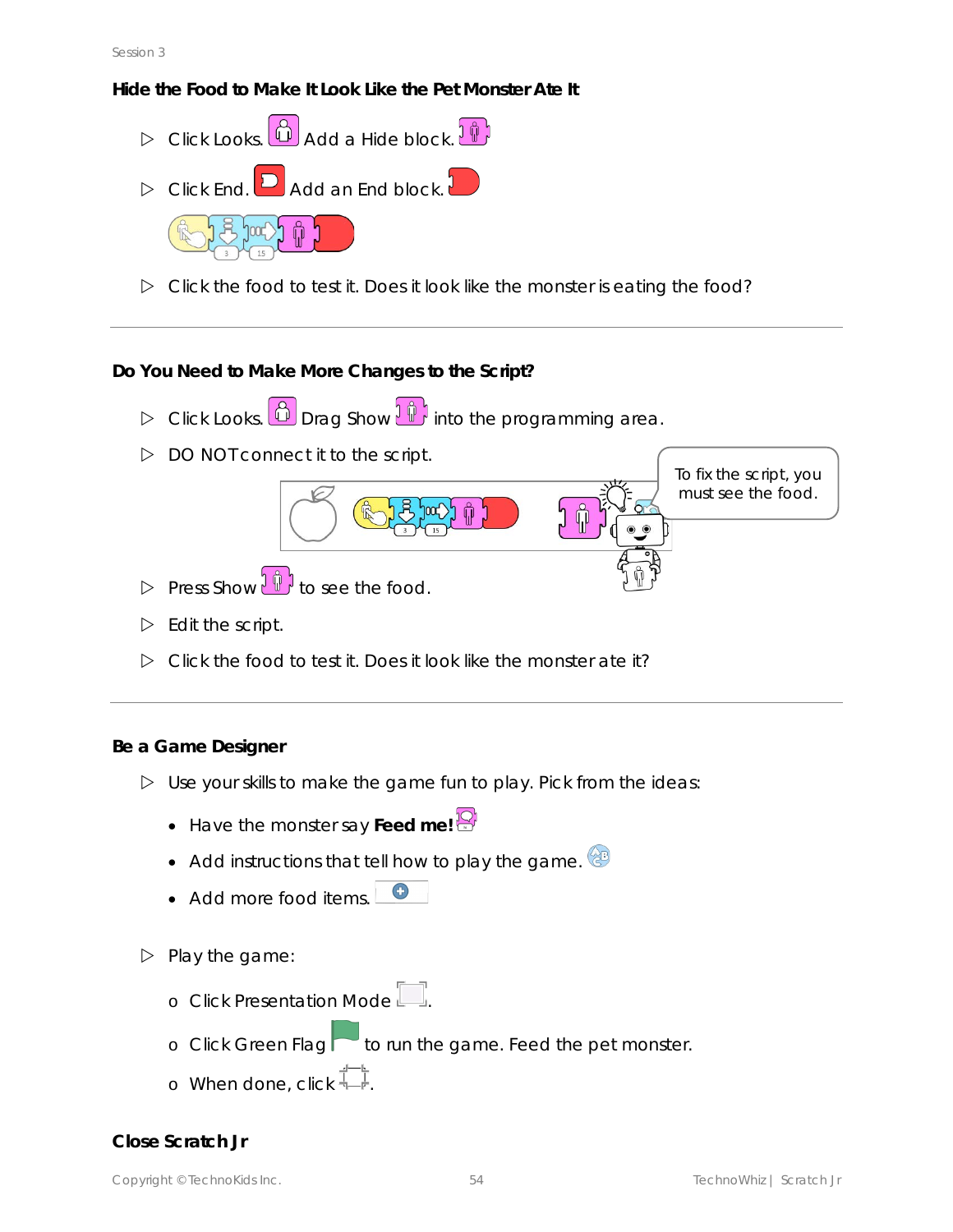### Hide the Food to Make It Look Like the Pet Monster Ate It

- ▷ Click Looks. Add a Hide block.
- ▷ Click End. Add an End block.
- ▷ Click the food to test it. Does it look like the monster is eating the food?

---

### Do You Need to Make More Changes to the Script?

- ▷ Click Looks. Drag Show into the programming area.
- ▷ DO NOT connect it to the script.

To fix the script, you must see the food.

- ▷ Press Show to see the food.
- ▷ Edit the script.
- ▷ Click the food to test it. Does it look like the monster ate it?

---

### Be a Game Designer

- ▷ Use your skills to make the game fun to play. Pick from the ideas:
  - Have the monster say **Feed me!**
  - Add instructions that tell how to play the game.
  - Add more food items.
- ▷ Play the game:
  - o Click Presentation Mode .
  - o Click Green Flag to run the game. Feed the pet monster.
  - o When done, click .

### Close Scratch Jr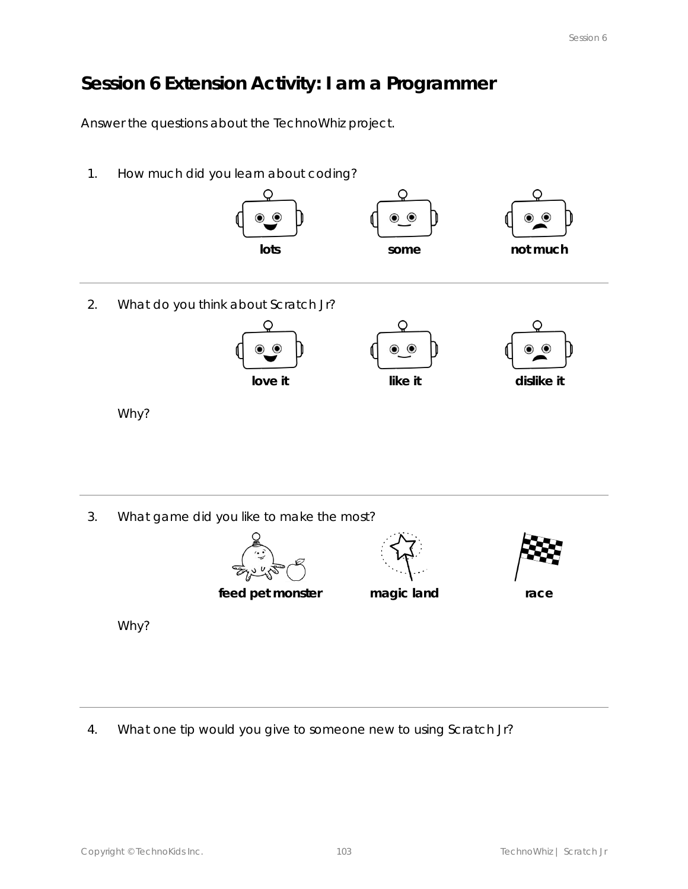# Session 6 Extension Activity: I am a Programmer

Answer the questions about the TechnoWhiz project.

1. How much did you learn about coding?

**lots** **some** **not much**

---

2. What do you think about Scratch Jr?

**love it** **like it** **dislike it**

Why?

---

3. What game did you like to make the most?

**feed pet monster** **magic land** **race**

Why?

---

4. What one tip would you give to someone new to using Scratch Jr?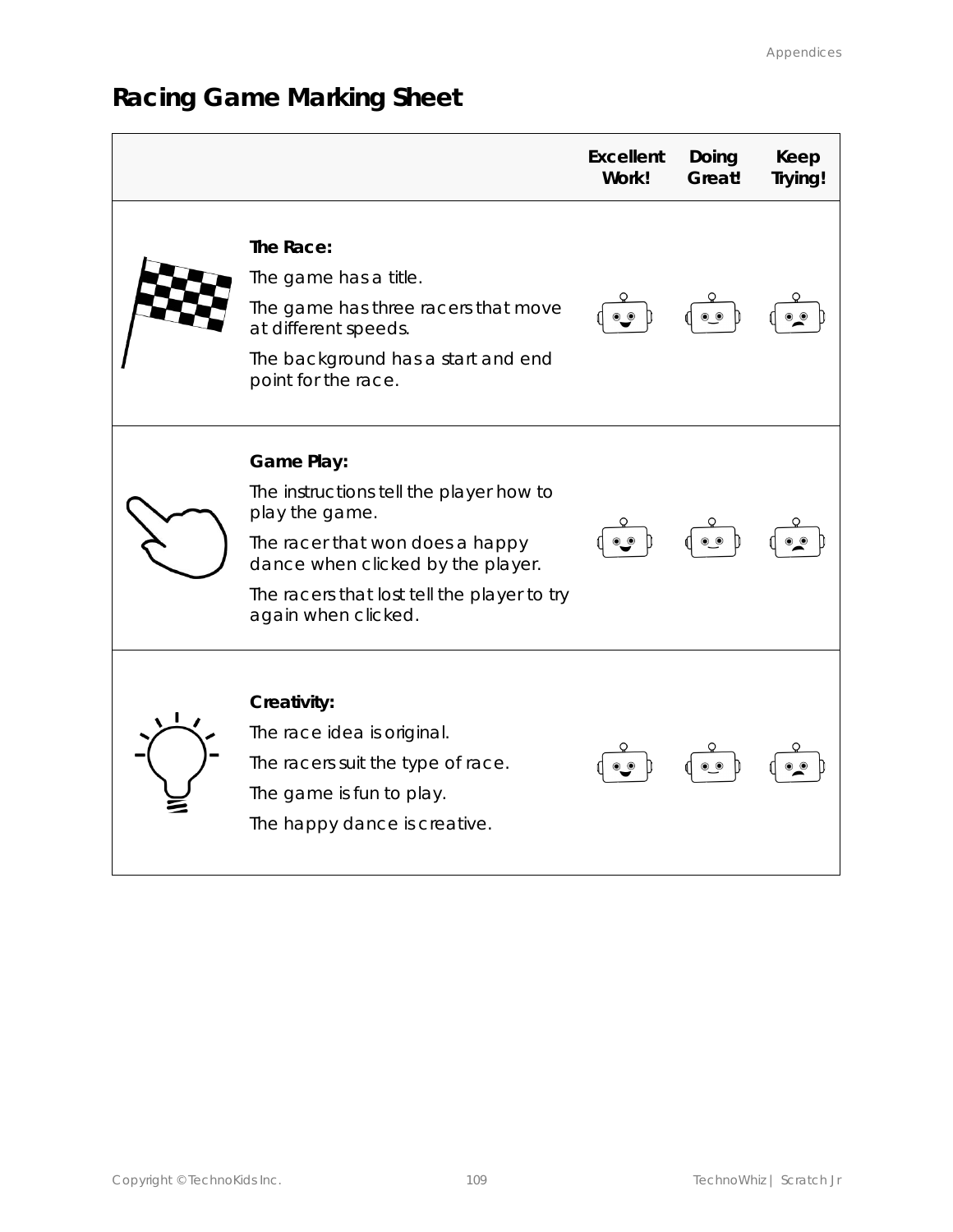# Racing Game Marking Sheet

| | | Excellent Work! | Doing Great! | Keep Trying! |
|---|---|---|---|---|
| | **The Race:**<br>The game has a title.<br>The game has three racers that move at different speeds.<br>The background has a start and end point for the race. | | | |
| | **Game Play:**<br>The instructions tell the player how to play the game.<br>The racer that won does a happy dance when clicked by the player.<br>The racers that lost tell the player to try again when clicked. | | | |
| | **Creativity:**<br>The race idea is original.<br>The racers suit the type of race.<br>The game is fun to play.<br>The happy dance is creative. | | | |